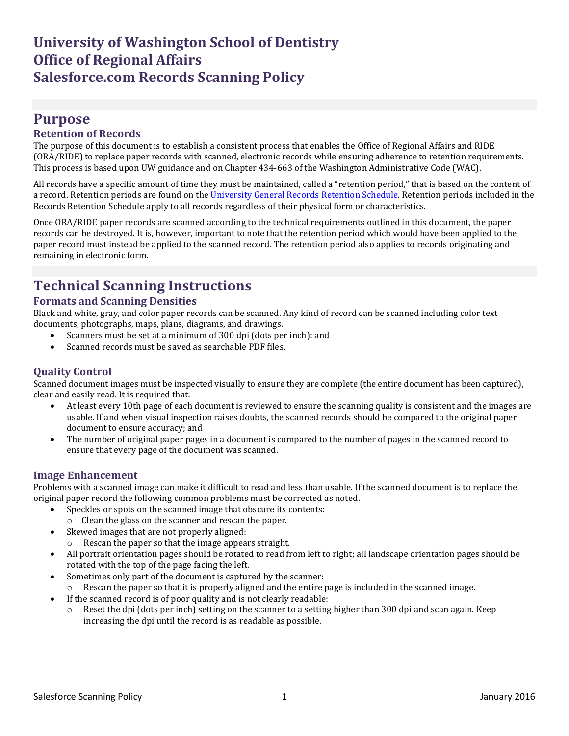# University of Washington School of Dentistry
# Office of Regional Affairs
# Salesforce.com Records Scanning Policy

## Purpose

### Retention of Records

The purpose of this document is to establish a consistent process that enables the Office of Regional Affairs and RIDE (ORA/RIDE) to replace paper records with scanned, electronic records while ensuring adherence to retention requirements. This process is based upon UW guidance and on Chapter 434-663 of the Washington Administrative Code (WAC).

All records have a specific amount of time they must be maintained, called a "retention period," that is based on the content of a record. Retention periods are found on the University General Records Retention Schedule. Retention periods included in the Records Retention Schedule apply to all records regardless of their physical form or characteristics.

Once ORA/RIDE paper records are scanned according to the technical requirements outlined in this document, the paper records can be destroyed. It is, however, important to note that the retention period which would have been applied to the paper record must instead be applied to the scanned record. The retention period also applies to records originating and remaining in electronic form.

## Technical Scanning Instructions

### Formats and Scanning Densities

Black and white, gray, and color paper records can be scanned. Any kind of record can be scanned including color text documents, photographs, maps, plans, diagrams, and drawings.

- Scanners must be set at a minimum of 300 dpi (dots per inch): and
- Scanned records must be saved as searchable PDF files.

### Quality Control

Scanned document images must be inspected visually to ensure they are complete (the entire document has been captured), clear and easily read. It is required that:

- At least every 10th page of each document is reviewed to ensure the scanning quality is consistent and the images are usable. If and when visual inspection raises doubts, the scanned records should be compared to the original paper document to ensure accuracy; and
- The number of original paper pages in a document is compared to the number of pages in the scanned record to ensure that every page of the document was scanned.

### Image Enhancement

Problems with a scanned image can make it difficult to read and less than usable. If the scanned document is to replace the original paper record the following common problems must be corrected as noted.

- Speckles or spots on the scanned image that obscure its contents:
  - Clean the glass on the scanner and rescan the paper.
- Skewed images that are not properly aligned:
  - Rescan the paper so that the image appears straight.
- All portrait orientation pages should be rotated to read from left to right; all landscape orientation pages should be rotated with the top of the page facing the left.
- Sometimes only part of the document is captured by the scanner:
  - Rescan the paper so that it is properly aligned and the entire page is included in the scanned image.
- If the scanned record is of poor quality and is not clearly readable:
  - Reset the dpi (dots per inch) setting on the scanner to a setting higher than 300 dpi and scan again. Keep increasing the dpi until the record is as readable as possible.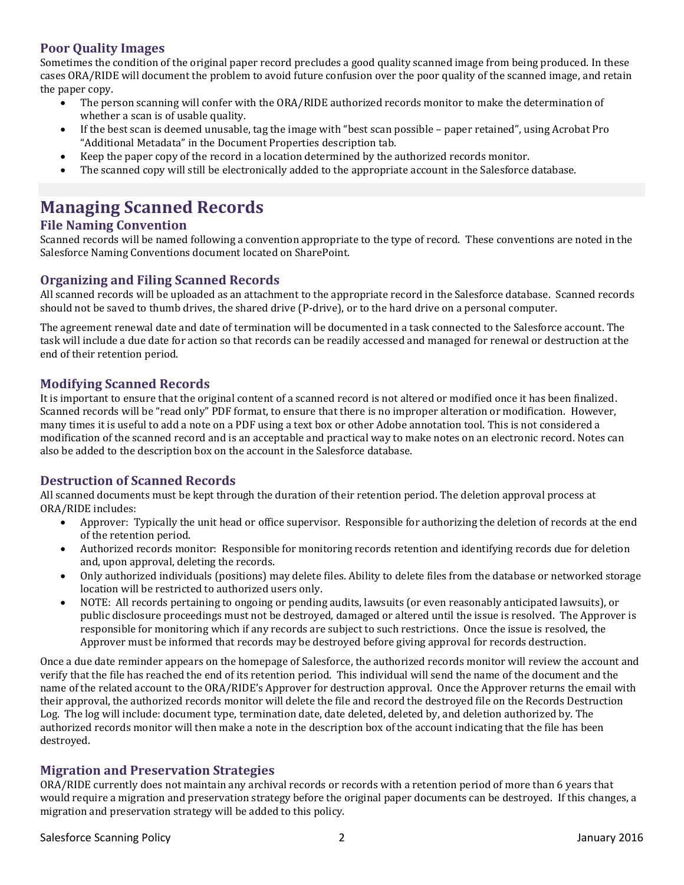### Poor Quality Images

Sometimes the condition of the original paper record precludes a good quality scanned image from being produced. In these cases ORA/RIDE will document the problem to avoid future confusion over the poor quality of the scanned image, and retain the paper copy.

- The person scanning will confer with the ORA/RIDE authorized records monitor to make the determination of whether a scan is of usable quality.
- If the best scan is deemed unusable, tag the image with "best scan possible – paper retained", using Acrobat Pro "Additional Metadata" in the Document Properties description tab.
- Keep the paper copy of the record in a location determined by the authorized records monitor.
- The scanned copy will still be electronically added to the appropriate account in the Salesforce database.

## Managing Scanned Records

### File Naming Convention

Scanned records will be named following a convention appropriate to the type of record. These conventions are noted in the Salesforce Naming Conventions document located on SharePoint.

### Organizing and Filing Scanned Records

All scanned records will be uploaded as an attachment to the appropriate record in the Salesforce database. Scanned records should not be saved to thumb drives, the shared drive (P-drive), or to the hard drive on a personal computer.

The agreement renewal date and date of termination will be documented in a task connected to the Salesforce account. The task will include a due date for action so that records can be readily accessed and managed for renewal or destruction at the end of their retention period.

### Modifying Scanned Records

It is important to ensure that the original content of a scanned record is not altered or modified once it has been finalized. Scanned records will be "read only" PDF format, to ensure that there is no improper alteration or modification. However, many times it is useful to add a note on a PDF using a text box or other Adobe annotation tool. This is not considered a modification of the scanned record and is an acceptable and practical way to make notes on an electronic record. Notes can also be added to the description box on the account in the Salesforce database.

### Destruction of Scanned Records

All scanned documents must be kept through the duration of their retention period. The deletion approval process at ORA/RIDE includes:

- Approver: Typically the unit head or office supervisor. Responsible for authorizing the deletion of records at the end of the retention period.
- Authorized records monitor: Responsible for monitoring records retention and identifying records due for deletion and, upon approval, deleting the records.
- Only authorized individuals (positions) may delete files. Ability to delete files from the database or networked storage location will be restricted to authorized users only.
- NOTE: All records pertaining to ongoing or pending audits, lawsuits (or even reasonably anticipated lawsuits), or public disclosure proceedings must not be destroyed, damaged or altered until the issue is resolved. The Approver is responsible for monitoring which if any records are subject to such restrictions. Once the issue is resolved, the Approver must be informed that records may be destroyed before giving approval for records destruction.

Once a due date reminder appears on the homepage of Salesforce, the authorized records monitor will review the account and verify that the file has reached the end of its retention period. This individual will send the name of the document and the name of the related account to the ORA/RIDE's Approver for destruction approval. Once the Approver returns the email with their approval, the authorized records monitor will delete the file and record the destroyed file on the Records Destruction Log. The log will include: document type, termination date, date deleted, deleted by, and deletion authorized by. The authorized records monitor will then make a note in the description box of the account indicating that the file has been destroyed.

### Migration and Preservation Strategies

ORA/RIDE currently does not maintain any archival records or records with a retention period of more than 6 years that would require a migration and preservation strategy before the original paper documents can be destroyed. If this changes, a migration and preservation strategy will be added to this policy.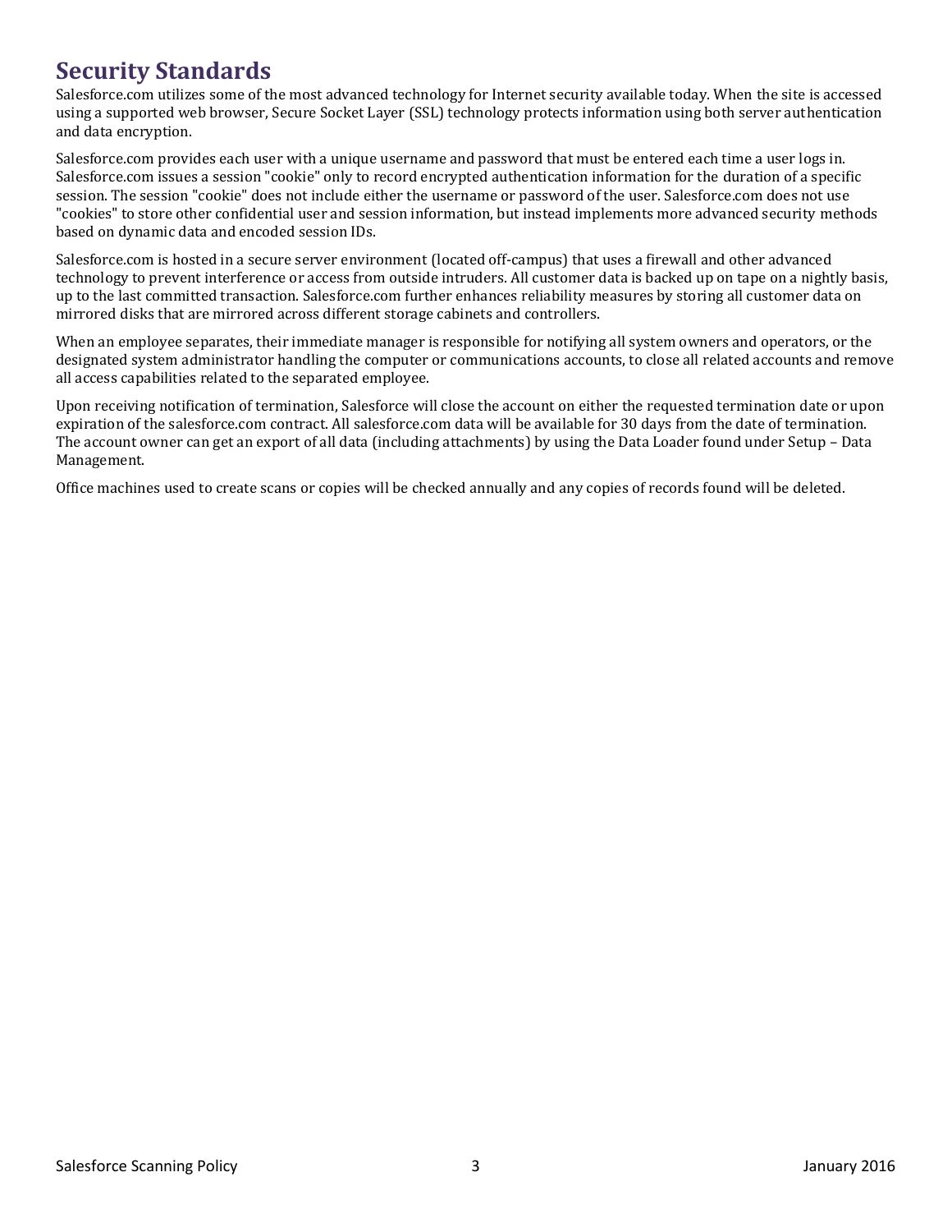## Security Standards

Salesforce.com utilizes some of the most advanced technology for Internet security available today. When the site is accessed using a supported web browser, Secure Socket Layer (SSL) technology protects information using both server authentication and data encryption.

Salesforce.com provides each user with a unique username and password that must be entered each time a user logs in. Salesforce.com issues a session "cookie" only to record encrypted authentication information for the duration of a specific session. The session "cookie" does not include either the username or password of the user. Salesforce.com does not use "cookies" to store other confidential user and session information, but instead implements more advanced security methods based on dynamic data and encoded session IDs.

Salesforce.com is hosted in a secure server environment (located off-campus) that uses a firewall and other advanced technology to prevent interference or access from outside intruders. All customer data is backed up on tape on a nightly basis, up to the last committed transaction. Salesforce.com further enhances reliability measures by storing all customer data on mirrored disks that are mirrored across different storage cabinets and controllers.

When an employee separates, their immediate manager is responsible for notifying all system owners and operators, or the designated system administrator handling the computer or communications accounts, to close all related accounts and remove all access capabilities related to the separated employee.

Upon receiving notification of termination, Salesforce will close the account on either the requested termination date or upon expiration of the salesforce.com contract. All salesforce.com data will be available for 30 days from the date of termination. The account owner can get an export of all data (including attachments) by using the Data Loader found under Setup – Data Management.

Office machines used to create scans or copies will be checked annually and any copies of records found will be deleted.